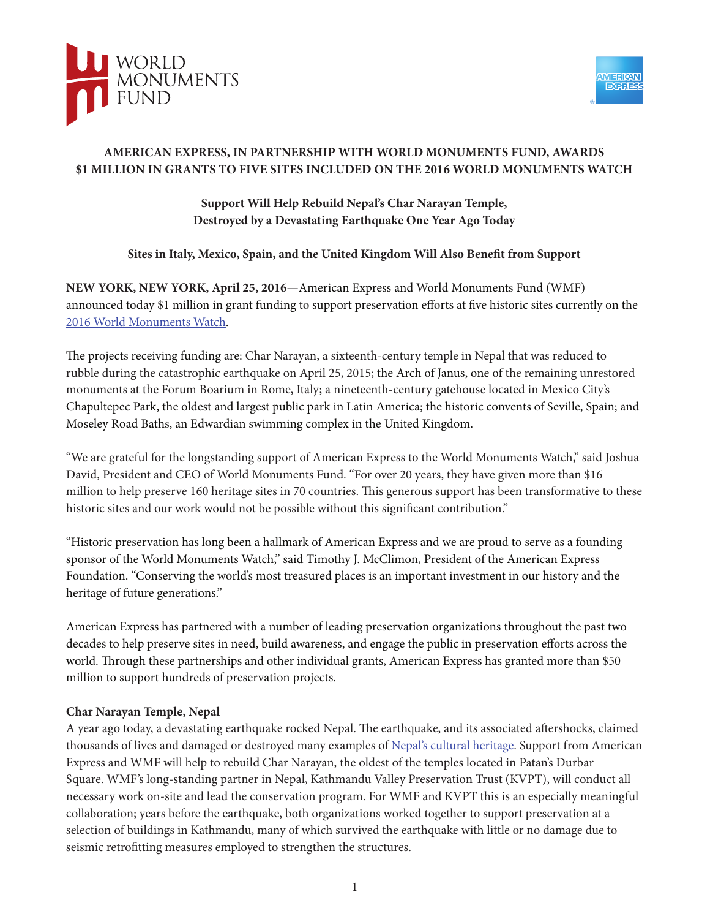# AMERICAN EXPRESS, IN PARTNERSHIP WITH WORLD MONUMENTS FUND, AWARDS $1 MILLION IN GRANTS TO FIVE SITES INCLUDED ON THE 2016 WORLD MONUMENTS WATCH

## Support Will Help Rebuild Nepal's Char Narayan Temple, Destroyed by a Devastating Earthquake One Year Ago Today

### Sites in Italy, Mexico, Spain, and the United Kingdom Will Also Benefit from Support

**NEW YORK, NEW YORK, April 25, 2016—**American Express and World Monuments Fund (WMF) announced today $1 million in grant funding to support preservation efforts at five historic sites currently on the 2016 World Monuments Watch.

The projects receiving funding are: Char Narayan, a sixteenth-century temple in Nepal that was reduced to rubble during the catastrophic earthquake on April 25, 2015; the Arch of Janus, one of the remaining unrestored monuments at the Forum Boarium in Rome, Italy; a nineteenth-century gatehouse located in Mexico City's Chapultepec Park, the oldest and largest public park in Latin America; the historic convents of Seville, Spain; and Moseley Road Baths, an Edwardian swimming complex in the United Kingdom.

"We are grateful for the longstanding support of American Express to the World Monuments Watch," said Joshua David, President and CEO of World Monuments Fund. "For over 20 years, they have given more than $16 million to help preserve 160 heritage sites in 70 countries. This generous support has been transformative to these historic sites and our work would not be possible without this significant contribution."

"Historic preservation has long been a hallmark of American Express and we are proud to serve as a founding sponsor of the World Monuments Watch," said Timothy J. McClimon, President of the American Express Foundation. "Conserving the world's most treasured places is an important investment in our history and the heritage of future generations."

American Express has partnered with a number of leading preservation organizations throughout the past two decades to help preserve sites in need, build awareness, and engage the public in preservation efforts across the world. Through these partnerships and other individual grants, American Express has granted more than $50 million to support hundreds of preservation projects.

**Char Narayan Temple, Nepal**

A year ago today, a devastating earthquake rocked Nepal. The earthquake, and its associated aftershocks, claimed thousands of lives and damaged or destroyed many examples of Nepal's cultural heritage. Support from American Express and WMF will help to rebuild Char Narayan, the oldest of the temples located in Patan's Durbar Square. WMF's long-standing partner in Nepal, Kathmandu Valley Preservation Trust (KVPT), will conduct all necessary work on-site and lead the conservation program. For WMF and KVPT this is an especially meaningful collaboration; years before the earthquake, both organizations worked together to support preservation at a selection of buildings in Kathmandu, many of which survived the earthquake with little or no damage due to seismic retrofitting measures employed to strengthen the structures.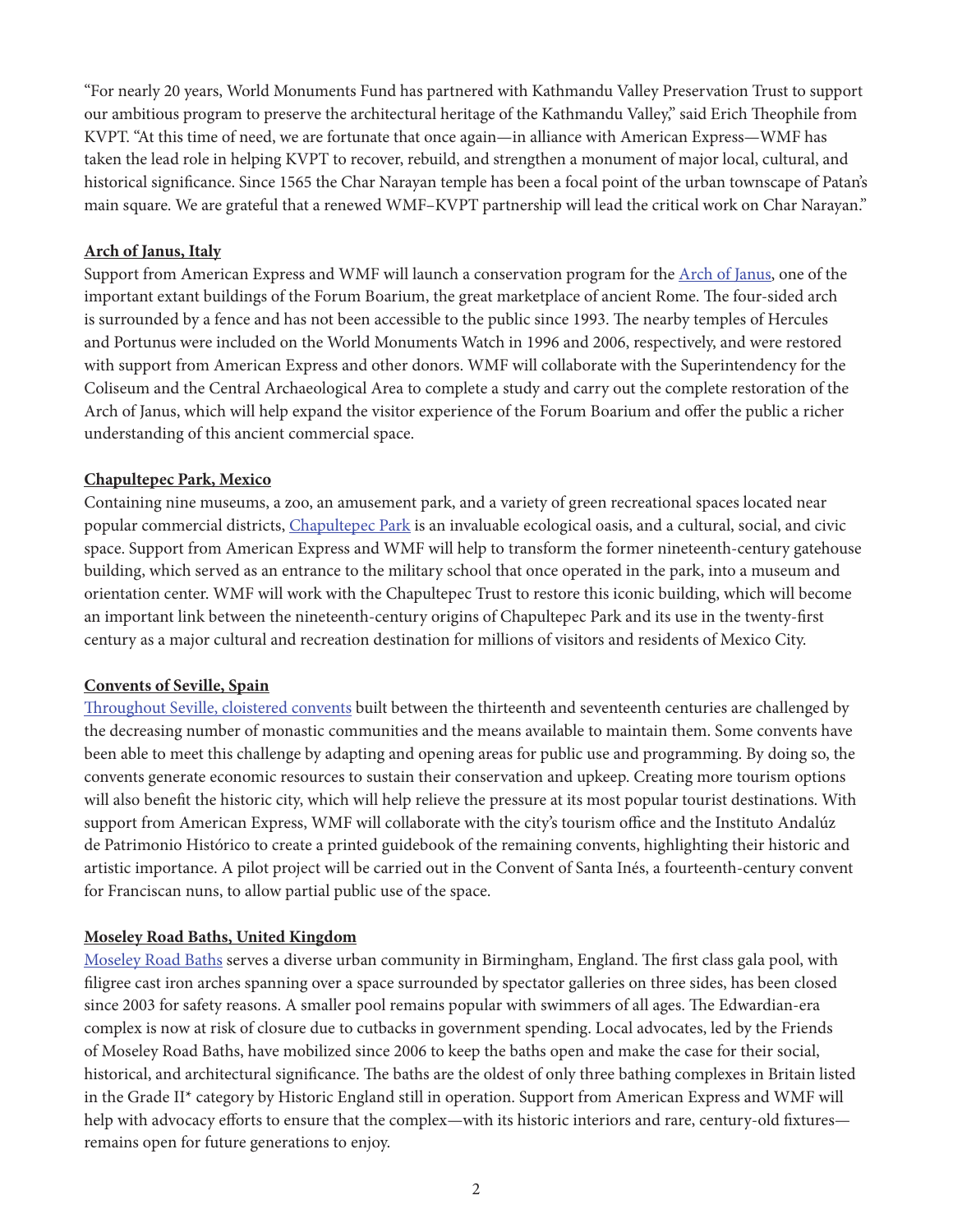"For nearly 20 years, World Monuments Fund has partnered with Kathmandu Valley Preservation Trust to support our ambitious program to preserve the architectural heritage of the Kathmandu Valley," said Erich Theophile from KVPT. "At this time of need, we are fortunate that once again—in alliance with American Express—WMF has taken the lead role in helping KVPT to recover, rebuild, and strengthen a monument of major local, cultural, and historical significance. Since 1565 the Char Narayan temple has been a focal point of the urban townscape of Patan's main square. We are grateful that a renewed WMF–KVPT partnership will lead the critical work on Char Narayan."

**Arch of Janus, Italy**

Support from American Express and WMF will launch a conservation program for the Arch of Janus, one of the important extant buildings of the Forum Boarium, the great marketplace of ancient Rome. The four-sided arch is surrounded by a fence and has not been accessible to the public since 1993. The nearby temples of Hercules and Portunus were included on the World Monuments Watch in 1996 and 2006, respectively, and were restored with support from American Express and other donors. WMF will collaborate with the Superintendency for the Coliseum and the Central Archaeological Area to complete a study and carry out the complete restoration of the Arch of Janus, which will help expand the visitor experience of the Forum Boarium and offer the public a richer understanding of this ancient commercial space.

**Chapultepec Park, Mexico**

Containing nine museums, a zoo, an amusement park, and a variety of green recreational spaces located near popular commercial districts, Chapultepec Park is an invaluable ecological oasis, and a cultural, social, and civic space. Support from American Express and WMF will help to transform the former nineteenth-century gatehouse building, which served as an entrance to the military school that once operated in the park, into a museum and orientation center. WMF will work with the Chapultepec Trust to restore this iconic building, which will become an important link between the nineteenth-century origins of Chapultepec Park and its use in the twenty-first century as a major cultural and recreation destination for millions of visitors and residents of Mexico City.

**Convents of Seville, Spain**

Throughout Seville, cloistered convents built between the thirteenth and seventeenth centuries are challenged by the decreasing number of monastic communities and the means available to maintain them. Some convents have been able to meet this challenge by adapting and opening areas for public use and programming. By doing so, the convents generate economic resources to sustain their conservation and upkeep. Creating more tourism options will also benefit the historic city, which will help relieve the pressure at its most popular tourist destinations. With support from American Express, WMF will collaborate with the city's tourism office and the Instituto Andalúz de Patrimonio Histórico to create a printed guidebook of the remaining convents, highlighting their historic and artistic importance. A pilot project will be carried out in the Convent of Santa Inés, a fourteenth-century convent for Franciscan nuns, to allow partial public use of the space.

**Moseley Road Baths, United Kingdom**

Moseley Road Baths serves a diverse urban community in Birmingham, England. The first class gala pool, with filigree cast iron arches spanning over a space surrounded by spectator galleries on three sides, has been closed since 2003 for safety reasons. A smaller pool remains popular with swimmers of all ages. The Edwardian-era complex is now at risk of closure due to cutbacks in government spending. Local advocates, led by the Friends of Moseley Road Baths, have mobilized since 2006 to keep the baths open and make the case for their social, historical, and architectural significance. The baths are the oldest of only three bathing complexes in Britain listed in the Grade II* category by Historic England still in operation. Support from American Express and WMF will help with advocacy efforts to ensure that the complex—with its historic interiors and rare, century-old fixtures—remains open for future generations to enjoy.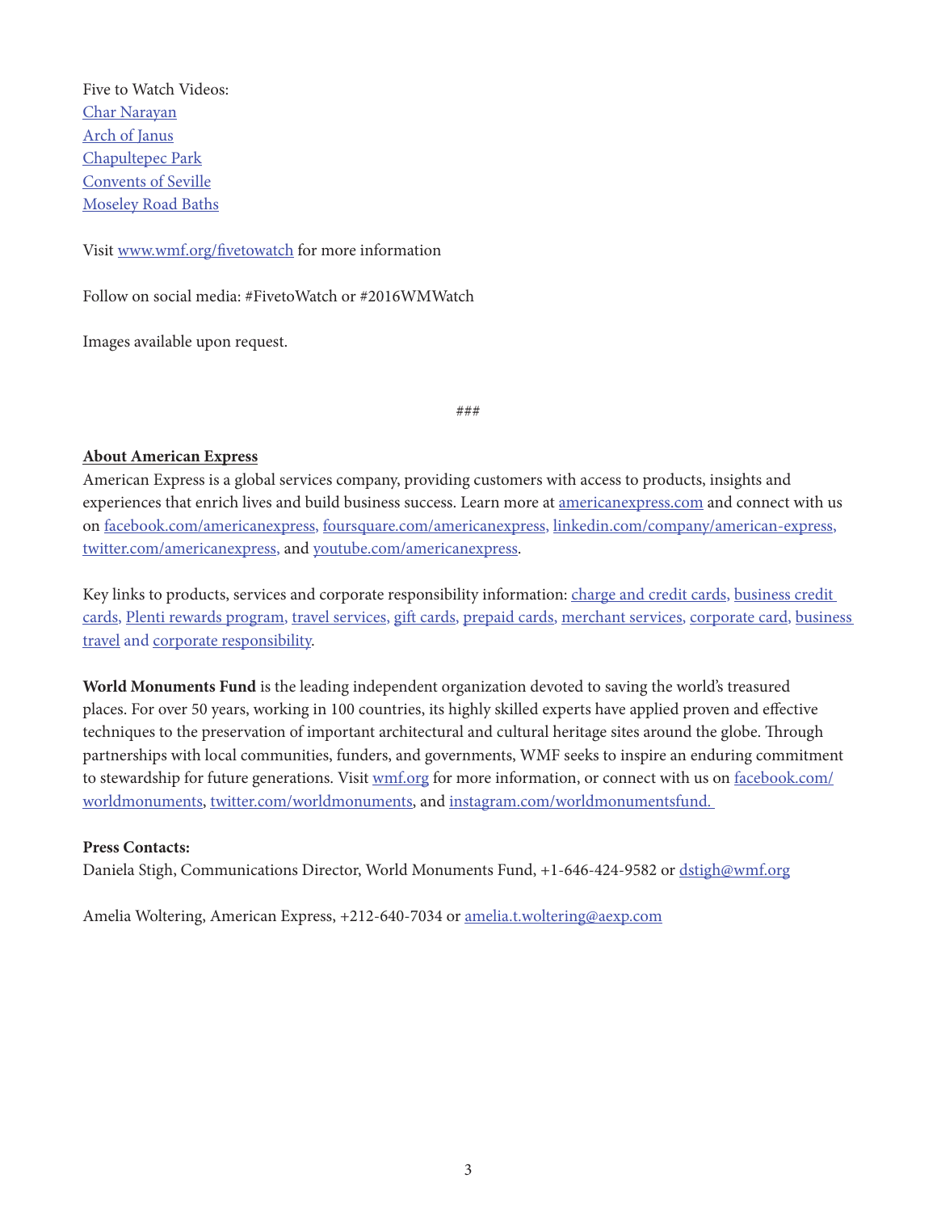Five to Watch Videos:
Char Narayan
Arch of Janus
Chapultepec Park
Convents of Seville
Moseley Road Baths

Visit www.wmf.org/fivetowatch for more information

Follow on social media: #FivetoWatch or #2016WMWatch

Images available upon request.

###

**About American Express**

American Express is a global services company, providing customers with access to products, insights and experiences that enrich lives and build business success. Learn more at americanexpress.com and connect with us on facebook.com/americanexpress, foursquare.com/americanexpress, linkedin.com/company/american-express, twitter.com/americanexpress, and youtube.com/americanexpress.

Key links to products, services and corporate responsibility information: charge and credit cards, business credit cards, Plenti rewards program, travel services, gift cards, prepaid cards, merchant services, corporate card, business travel and corporate responsibility.

**World Monuments Fund** is the leading independent organization devoted to saving the world's treasured places. For over 50 years, working in 100 countries, its highly skilled experts have applied proven and effective techniques to the preservation of important architectural and cultural heritage sites around the globe. Through partnerships with local communities, funders, and governments, WMF seeks to inspire an enduring commitment to stewardship for future generations. Visit wmf.org for more information, or connect with us on facebook.com/worldmonuments, twitter.com/worldmonuments, and instagram.com/worldmonumentsfund.

**Press Contacts:**

Daniela Stigh, Communications Director, World Monuments Fund, +1-646-424-9582 or dstigh@wmf.org

Amelia Woltering, American Express, +212-640-7034 or amelia.t.woltering@aexp.com